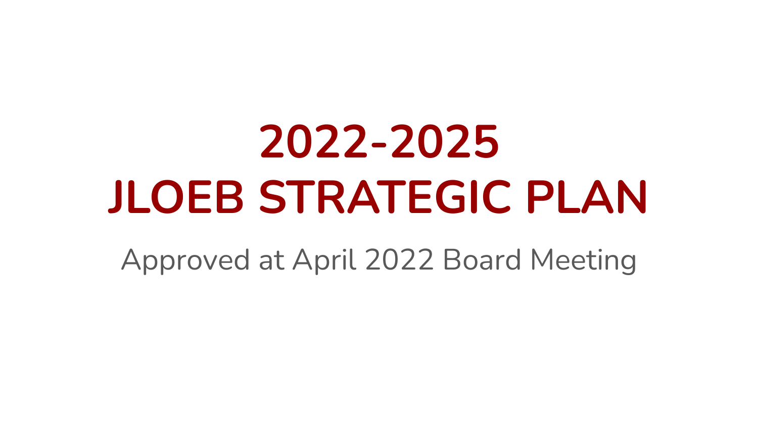# 2022-2025
# JLOEB STRATEGIC PLAN

Approved at April 2022 Board Meeting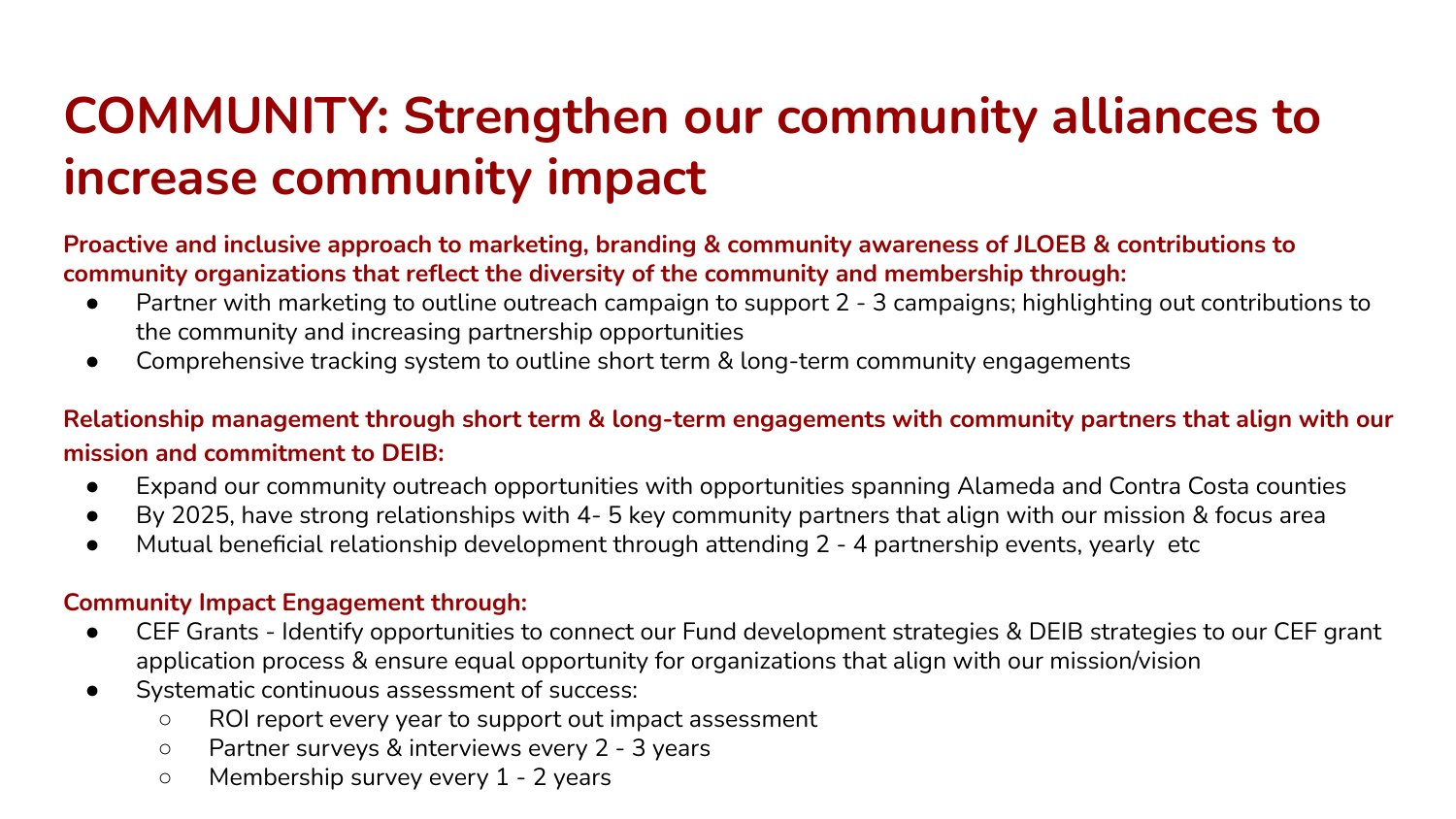# COMMUNITY: Strengthen our community alliances to increase community impact

**Proactive and inclusive approach to marketing, branding & community awareness of JLOEB & contributions to community organizations that reflect the diversity of the community and membership through:**

- Partner with marketing to outline outreach campaign to support 2 - 3 campaigns; highlighting out contributions to the community and increasing partnership opportunities
- Comprehensive tracking system to outline short term & long-term community engagements

**Relationship management through short term & long-term engagements with community partners that align with our mission and commitment to DEIB:**

- Expand our community outreach opportunities with opportunities spanning Alameda and Contra Costa counties
- By 2025, have strong relationships with 4- 5 key community partners that align with our mission & focus area
- Mutual beneficial relationship development through attending 2 - 4 partnership events, yearly etc

**Community Impact Engagement through:**

- CEF Grants - Identify opportunities to connect our Fund development strategies & DEIB strategies to our CEF grant application process & ensure equal opportunity for organizations that align with our mission/vision
- Systematic continuous assessment of success:
  - ROI report every year to support out impact assessment
  - Partner surveys & interviews every 2 - 3 years
  - Membership survey every 1 - 2 years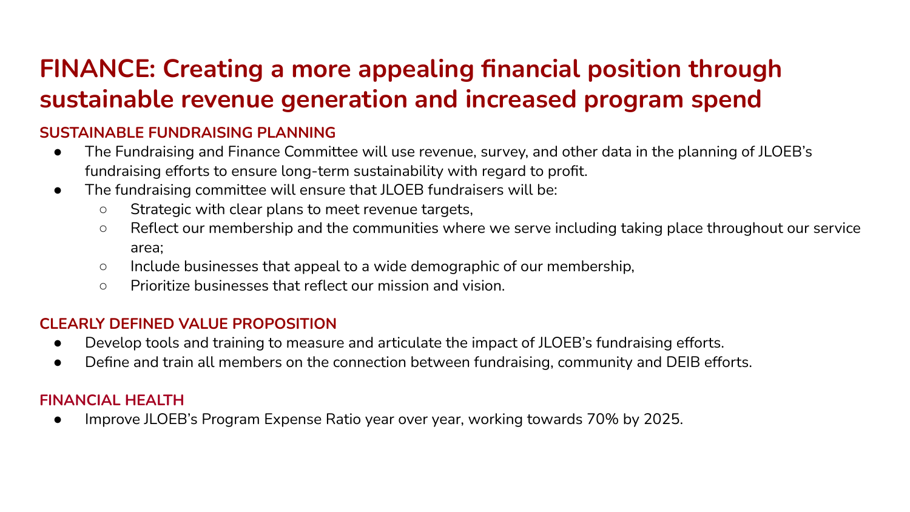# FINANCE: Creating a more appealing financial position through sustainable revenue generation and increased program spend

## SUSTAINABLE FUNDRAISING PLANNING

- The Fundraising and Finance Committee will use revenue, survey, and other data in the planning of JLOEB's fundraising efforts to ensure long-term sustainability with regard to profit.
- The fundraising committee will ensure that JLOEB fundraisers will be:
  - Strategic with clear plans to meet revenue targets,
  - Reflect our membership and the communities where we serve including taking place throughout our service area;
  - Include businesses that appeal to a wide demographic of our membership,
  - Prioritize businesses that reflect our mission and vision.

## CLEARLY DEFINED VALUE PROPOSITION

- Develop tools and training to measure and articulate the impact of JLOEB's fundraising efforts.
- Define and train all members on the connection between fundraising, community and DEIB efforts.

## FINANCIAL HEALTH

- Improve JLOEB's Program Expense Ratio year over year, working towards 70% by 2025.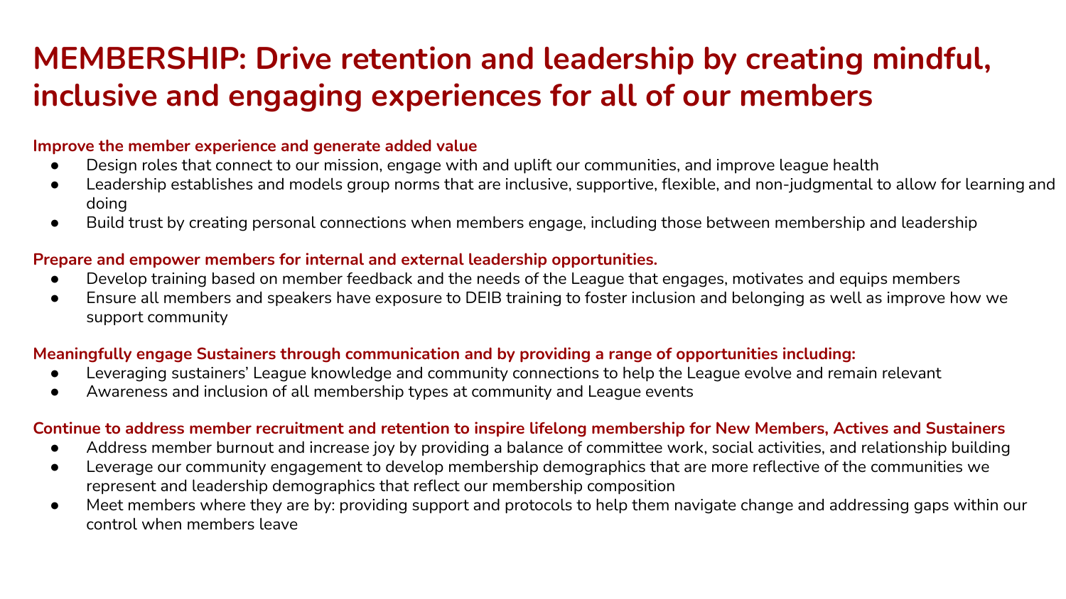# MEMBERSHIP: Drive retention and leadership by creating mindful, inclusive and engaging experiences for all of our members

**Improve the member experience and generate added value**

- Design roles that connect to our mission, engage with and uplift our communities, and improve league health
- Leadership establishes and models group norms that are inclusive, supportive, flexible, and non-judgmental to allow for learning and doing
- Build trust by creating personal connections when members engage, including those between membership and leadership

**Prepare and empower members for internal and external leadership opportunities.**

- Develop training based on member feedback and the needs of the League that engages, motivates and equips members
- Ensure all members and speakers have exposure to DEIB training to foster inclusion and belonging as well as improve how we support community

**Meaningfully engage Sustainers through communication and by providing a range of opportunities including:**

- Leveraging sustainers' League knowledge and community connections to help the League evolve and remain relevant
- Awareness and inclusion of all membership types at community and League events

**Continue to address member recruitment and retention to inspire lifelong membership for New Members, Actives and Sustainers**

- Address member burnout and increase joy by providing a balance of committee work, social activities, and relationship building
- Leverage our community engagement to develop membership demographics that are more reflective of the communities we represent and leadership demographics that reflect our membership composition
- Meet members where they are by: providing support and protocols to help them navigate change and addressing gaps within our control when members leave